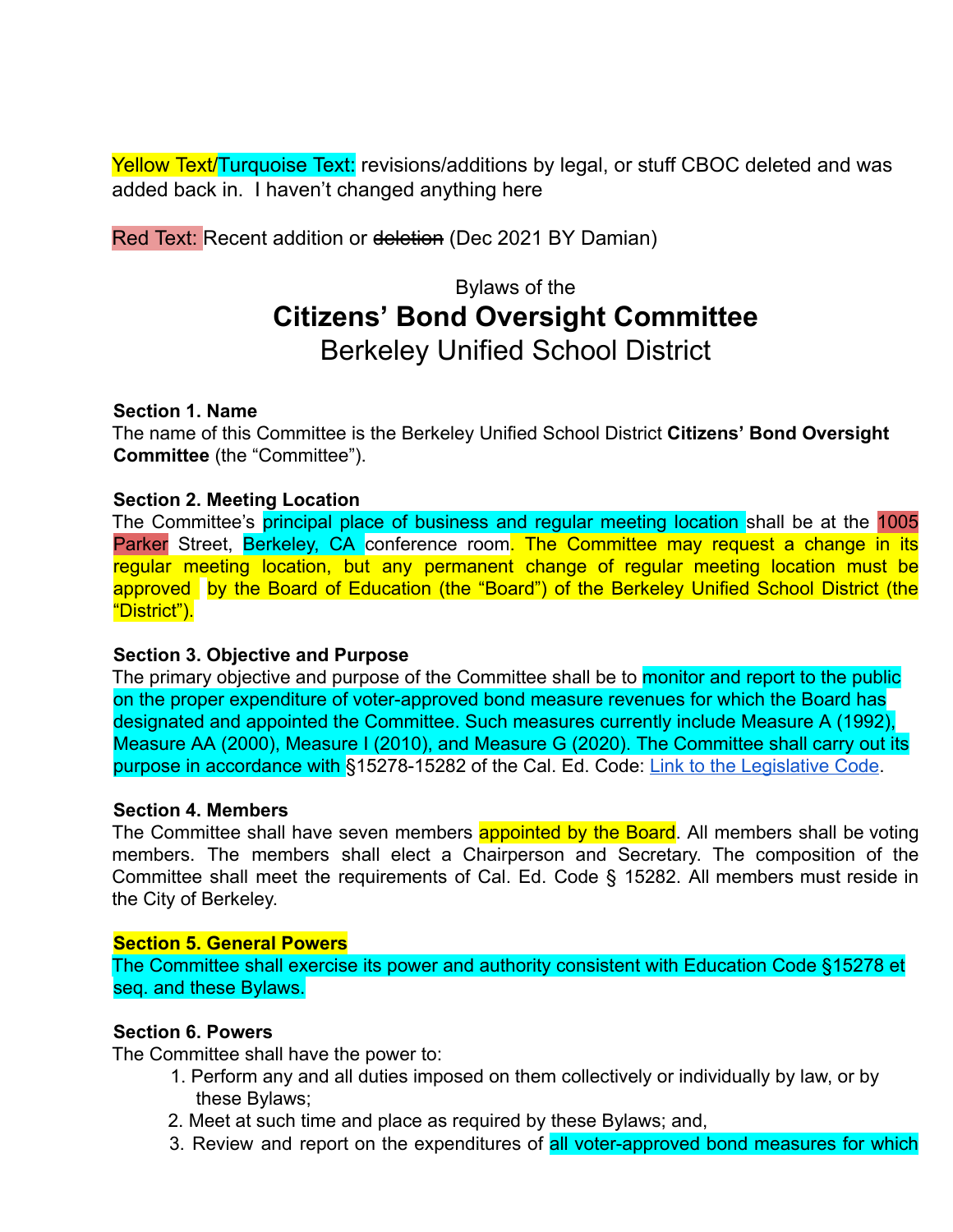Yellow Text/Turquoise Text: revisions/additions by legal, or stuff CBOC deleted and was added back in. I haven't changed anything here

Red Text: Recent addition or ~~deletion~~ (Dec 2021 BY Damian)

Bylaws of the

# Citizens' Bond Oversight Committee

## Berkeley Unified School District

**Section 1. Name**

The name of this Committee is the Berkeley Unified School District **Citizens' Bond Oversight Committee** (the "Committee").

**Section 2. Meeting Location**

The Committee's principal place of business and regular meeting location shall be at the 1005 Parker Street, Berkeley, CA conference room. The Committee may request a change in its regular meeting location, but any permanent change of regular meeting location must be approved by the Board of Education (the "Board") of the Berkeley Unified School District (the "District").

**Section 3. Objective and Purpose**

The primary objective and purpose of the Committee shall be to monitor and report to the public on the proper expenditure of voter-approved bond measure revenues for which the Board has designated and appointed the Committee. Such measures currently include Measure A (1992), Measure AA (2000), Measure I (2010), and Measure G (2020). The Committee shall carry out its purpose in accordance with §15278-15282 of the Cal. Ed. Code: Link to the Legislative Code.

**Section 4. Members**

The Committee shall have seven members appointed by the Board. All members shall be voting members. The members shall elect a Chairperson and Secretary. The composition of the Committee shall meet the requirements of Cal. Ed. Code § 15282. All members must reside in the City of Berkeley.

**Section 5. General Powers**

The Committee shall exercise its power and authority consistent with Education Code §15278 et seq. and these Bylaws.

**Section 6. Powers**

The Committee shall have the power to:

1. Perform any and all duties imposed on them collectively or individually by law, or by these Bylaws;
2. Meet at such time and place as required by these Bylaws; and,
3. Review and report on the expenditures of all voter-approved bond measures for which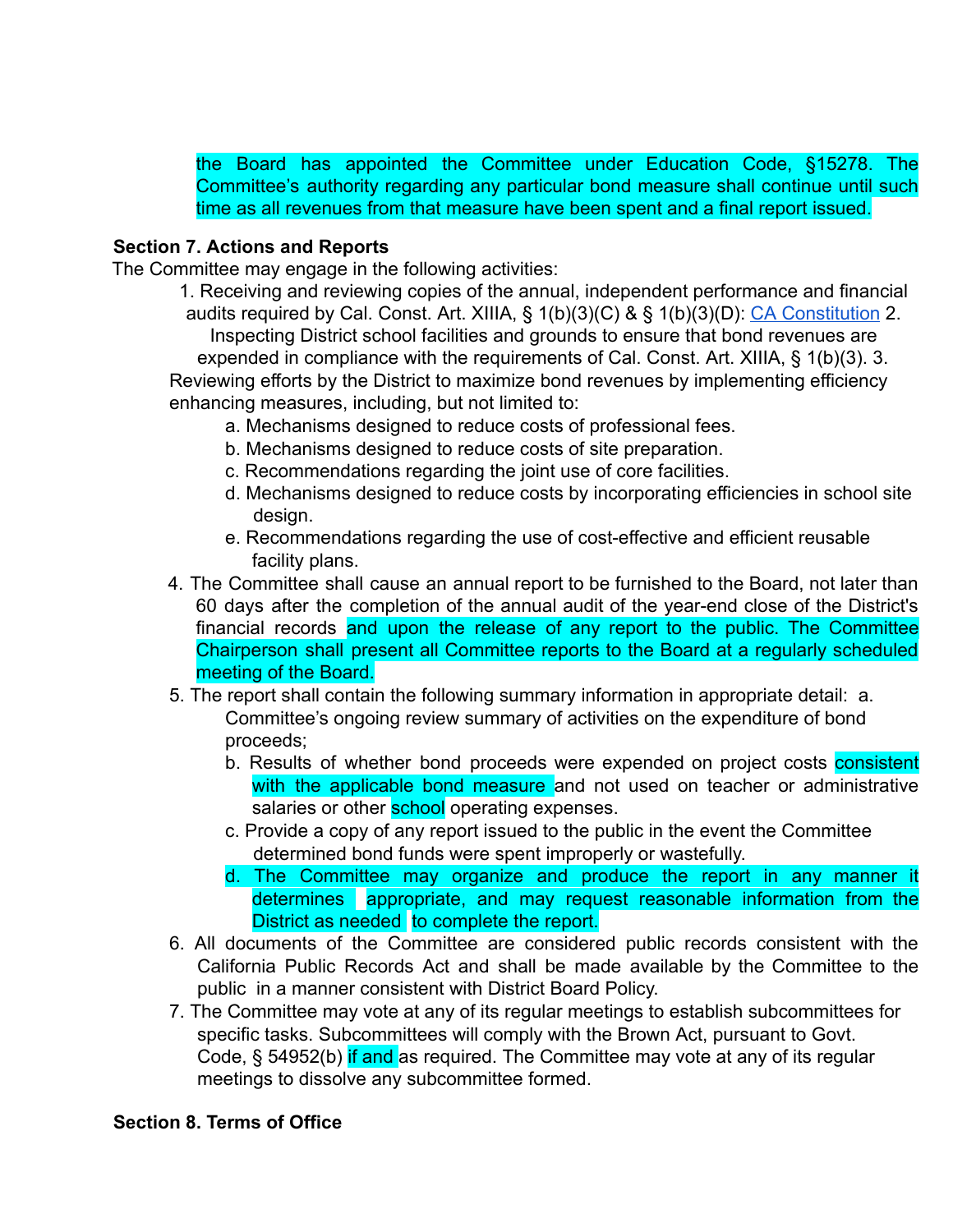the Board has appointed the Committee under Education Code, §15278. The Committee's authority regarding any particular bond measure shall continue until such time as all revenues from that measure have been spent and a final report issued.

**Section 7. Actions and Reports**

The Committee may engage in the following activities:

1. Receiving and reviewing copies of the annual, independent performance and financial audits required by Cal. Const. Art. XIIIA, § 1(b)(3)(C) & § 1(b)(3)(D): [CA Constitution](CA Constitution)
2. Inspecting District school facilities and grounds to ensure that bond revenues are expended in compliance with the requirements of Cal. Const. Art. XIIIA, § 1(b)(3).
3. Reviewing efforts by the District to maximize bond revenues by implementing efficiency enhancing measures, including, but not limited to:
   a. Mechanisms designed to reduce costs of professional fees.
   b. Mechanisms designed to reduce costs of site preparation.
   c. Recommendations regarding the joint use of core facilities.
   d. Mechanisms designed to reduce costs by incorporating efficiencies in school site design.
   e. Recommendations regarding the use of cost-effective and efficient reusable facility plans.
4. The Committee shall cause an annual report to be furnished to the Board, not later than 60 days after the completion of the annual audit of the year-end close of the District's financial records and upon the release of any report to the public. The Committee Chairperson shall present all Committee reports to the Board at a regularly scheduled meeting of the Board.
5. The report shall contain the following summary information in appropriate detail:
   a. Committee's ongoing review summary of activities on the expenditure of bond proceeds;
   b. Results of whether bond proceeds were expended on project costs consistent with the applicable bond measure and not used on teacher or administrative salaries or other school operating expenses.
   c. Provide a copy of any report issued to the public in the event the Committee determined bond funds were spent improperly or wastefully.
   d. The Committee may organize and produce the report in any manner it determines appropriate, and may request reasonable information from the District as needed to complete the report.
6. All documents of the Committee are considered public records consistent with the California Public Records Act and shall be made available by the Committee to the public in a manner consistent with District Board Policy.
7. The Committee may vote at any of its regular meetings to establish subcommittees for specific tasks. Subcommittees will comply with the Brown Act, pursuant to Govt. Code, § 54952(b) if and as required. The Committee may vote at any of its regular meetings to dissolve any subcommittee formed.

**Section 8. Terms of Office**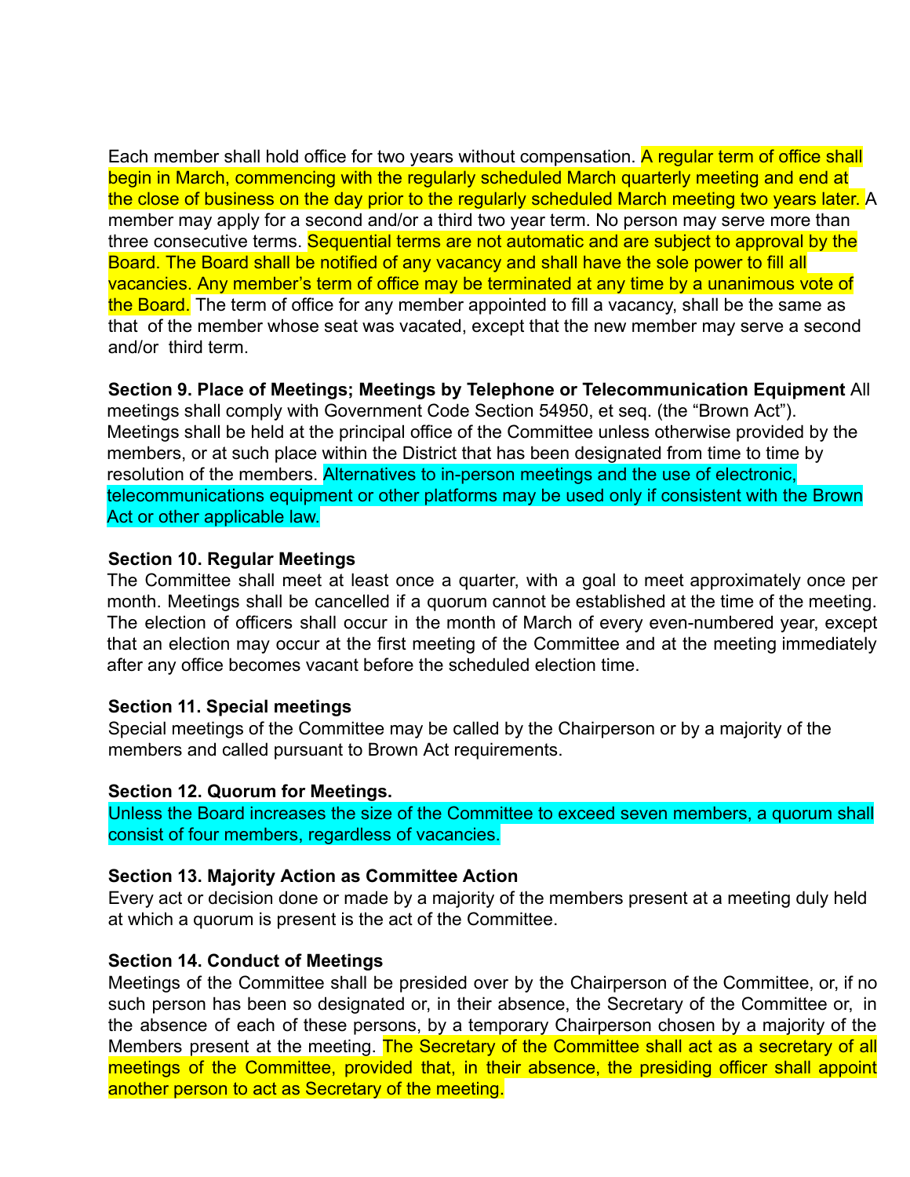Each member shall hold office for two years without compensation. A regular term of office shall begin in March, commencing with the regularly scheduled March quarterly meeting and end at the close of business on the day prior to the regularly scheduled March meeting two years later. A member may apply for a second and/or a third two year term. No person may serve more than three consecutive terms. Sequential terms are not automatic and are subject to approval by the Board. The Board shall be notified of any vacancy and shall have the sole power to fill all vacancies. Any member's term of office may be terminated at any time by a unanimous vote of the Board. The term of office for any member appointed to fill a vacancy, shall be the same as that of the member whose seat was vacated, except that the new member may serve a second and/or third term.

**Section 9. Place of Meetings; Meetings by Telephone or Telecommunication Equipment** All meetings shall comply with Government Code Section 54950, et seq. (the "Brown Act"). Meetings shall be held at the principal office of the Committee unless otherwise provided by the members, or at such place within the District that has been designated from time to time by resolution of the members. Alternatives to in-person meetings and the use of electronic, telecommunications equipment or other platforms may be used only if consistent with the Brown Act or other applicable law.

**Section 10. Regular Meetings**

The Committee shall meet at least once a quarter, with a goal to meet approximately once per month. Meetings shall be cancelled if a quorum cannot be established at the time of the meeting. The election of officers shall occur in the month of March of every even-numbered year, except that an election may occur at the first meeting of the Committee and at the meeting immediately after any office becomes vacant before the scheduled election time.

**Section 11. Special meetings**

Special meetings of the Committee may be called by the Chairperson or by a majority of the members and called pursuant to Brown Act requirements.

**Section 12. Quorum for Meetings.**

Unless the Board increases the size of the Committee to exceed seven members, a quorum shall consist of four members, regardless of vacancies.

**Section 13. Majority Action as Committee Action**

Every act or decision done or made by a majority of the members present at a meeting duly held at which a quorum is present is the act of the Committee.

**Section 14. Conduct of Meetings**

Meetings of the Committee shall be presided over by the Chairperson of the Committee, or, if no such person has been so designated or, in their absence, the Secretary of the Committee or, in the absence of each of these persons, by a temporary Chairperson chosen by a majority of the Members present at the meeting. The Secretary of the Committee shall act as a secretary of all meetings of the Committee, provided that, in their absence, the presiding officer shall appoint another person to act as Secretary of the meeting.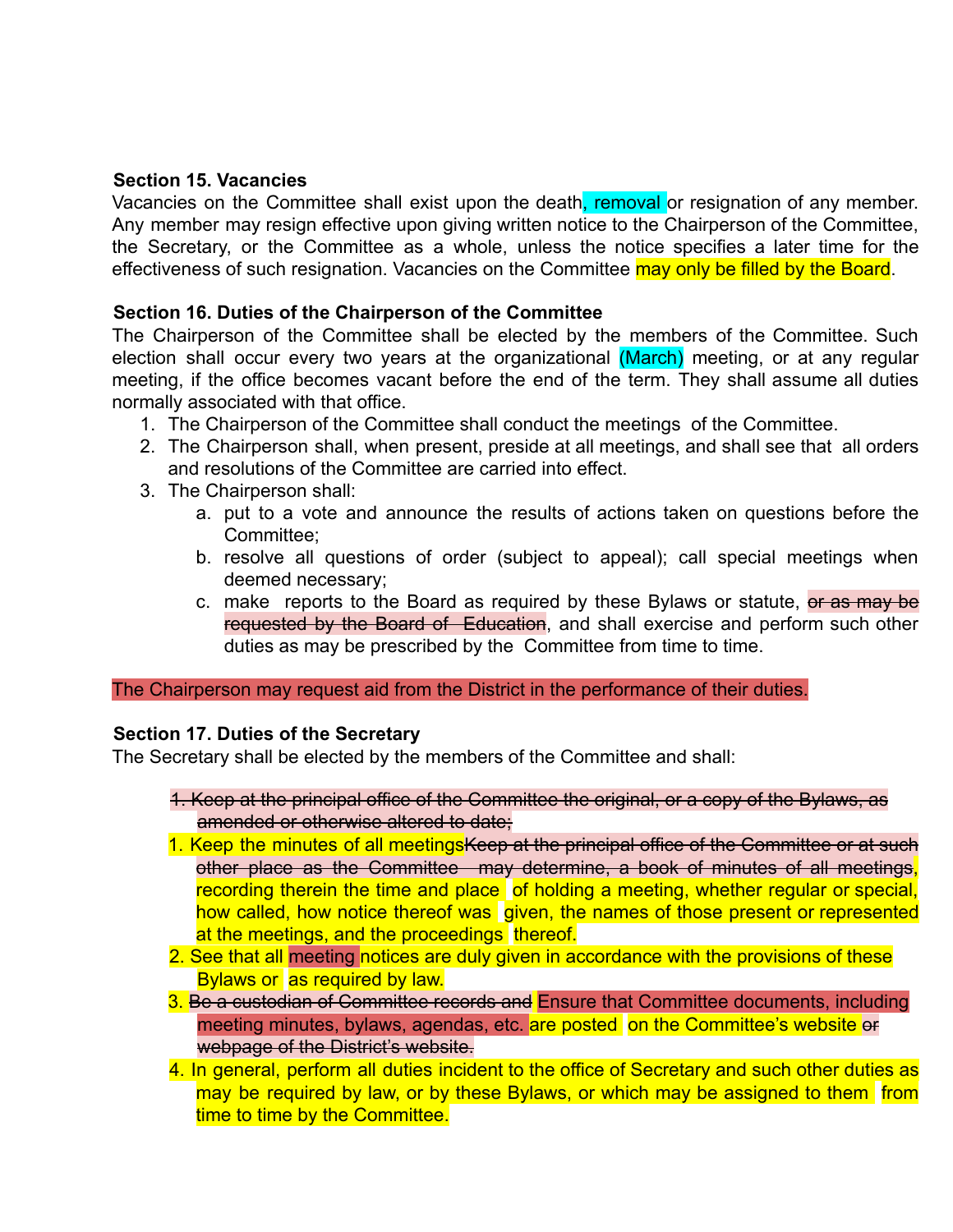**Section 15. Vacancies**

Vacancies on the Committee shall exist upon the death, removal or resignation of any member. Any member may resign effective upon giving written notice to the Chairperson of the Committee, the Secretary, or the Committee as a whole, unless the notice specifies a later time for the effectiveness of such resignation. Vacancies on the Committee may only be filled by the Board.

**Section 16. Duties of the Chairperson of the Committee**

The Chairperson of the Committee shall be elected by the members of the Committee. Such election shall occur every two years at the organizational (March) meeting, or at any regular meeting, if the office becomes vacant before the end of the term. They shall assume all duties normally associated with that office.

1. The Chairperson of the Committee shall conduct the meetings of the Committee.
2. The Chairperson shall, when present, preside at all meetings, and shall see that all orders and resolutions of the Committee are carried into effect.
3. The Chairperson shall:
   a. put to a vote and announce the results of actions taken on questions before the Committee;
   b. resolve all questions of order (subject to appeal); call special meetings when deemed necessary;
   c. make reports to the Board as required by these Bylaws or statute, ~~or as may be requested by the Board of Education~~, and shall exercise and perform such other duties as may be prescribed by the Committee from time to time.

The Chairperson may request aid from the District in the performance of their duties.

**Section 17. Duties of the Secretary**

The Secretary shall be elected by the members of the Committee and shall:

~~1. Keep at the principal office of the Committee the original, or a copy of the Bylaws, as amended or otherwise altered to date;~~

1. Keep the minutes of all meetings~~Keep at the principal office of the Committee or at such other place as the Committee may determine, a book of minutes of all meetings~~, recording therein the time and place of holding a meeting, whether regular or special, how called, how notice thereof was given, the names of those present or represented at the meetings, and the proceedings thereof.
2. See that all meeting notices are duly given in accordance with the provisions of these Bylaws or as required by law.
3. ~~Be a custodian of Committee records and~~ Ensure that Committee documents, including meeting minutes, bylaws, agendas, etc. are posted on the Committee's website ~~or webpage of the District's website.~~
4. In general, perform all duties incident to the office of Secretary and such other duties as may be required by law, or by these Bylaws, or which may be assigned to them from time to time by the Committee.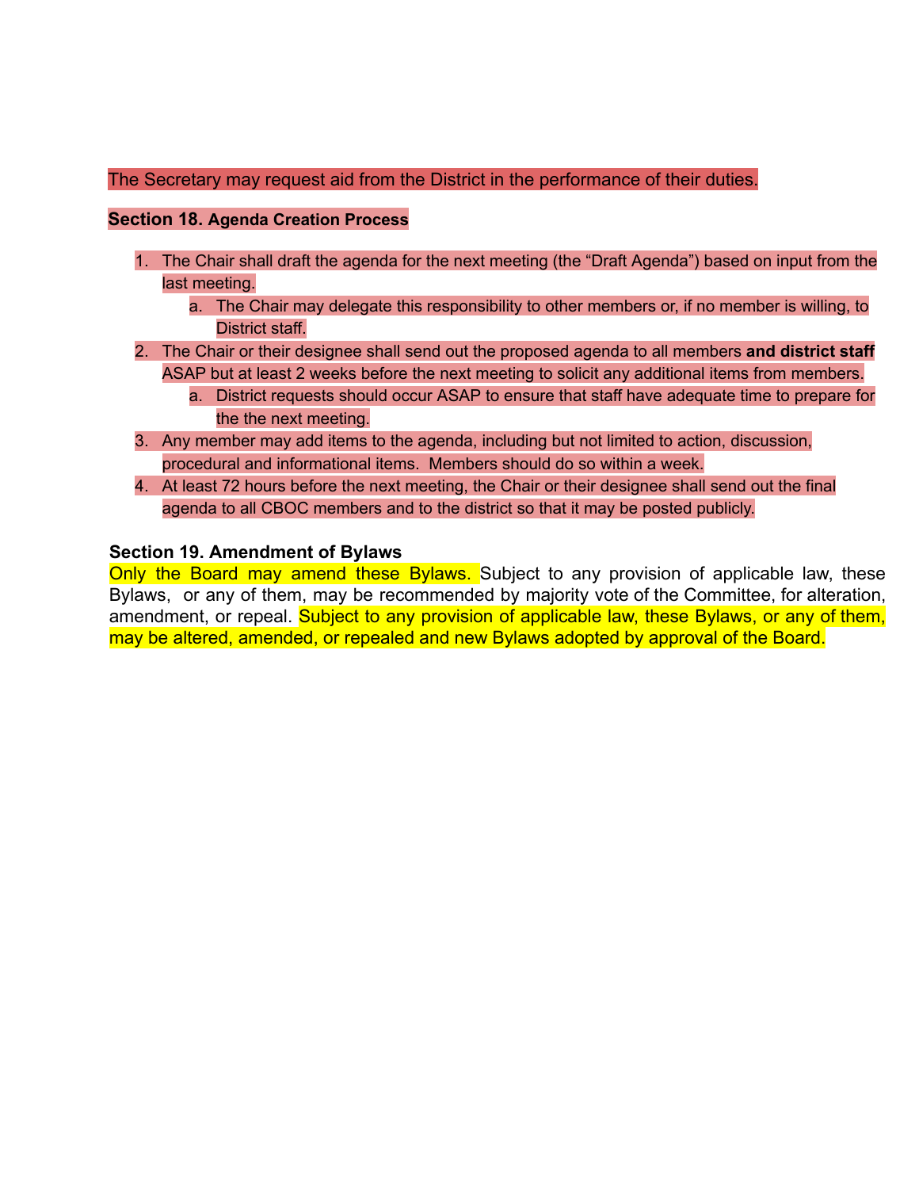The Secretary may request aid from the District in the performance of their duties.

### Section 18. Agenda Creation Process

1. The Chair shall draft the agenda for the next meeting (the "Draft Agenda") based on input from the last meeting.
   a. The Chair may delegate this responsibility to other members or, if no member is willing, to District staff.
2. The Chair or their designee shall send out the proposed agenda to all members **and district staff** ASAP but at least 2 weeks before the next meeting to solicit any additional items from members.
   a. District requests should occur ASAP to ensure that staff have adequate time to prepare for the the next meeting.
3. Any member may add items to the agenda, including but not limited to action, discussion, procedural and informational items. Members should do so within a week.
4. At least 72 hours before the next meeting, the Chair or their designee shall send out the final agenda to all CBOC members and to the district so that it may be posted publicly.

### Section 19. Amendment of Bylaws

Only the Board may amend these Bylaws. Subject to any provision of applicable law, these Bylaws, or any of them, may be recommended by majority vote of the Committee, for alteration, amendment, or repeal. Subject to any provision of applicable law, these Bylaws, or any of them, may be altered, amended, or repealed and new Bylaws adopted by approval of the Board.